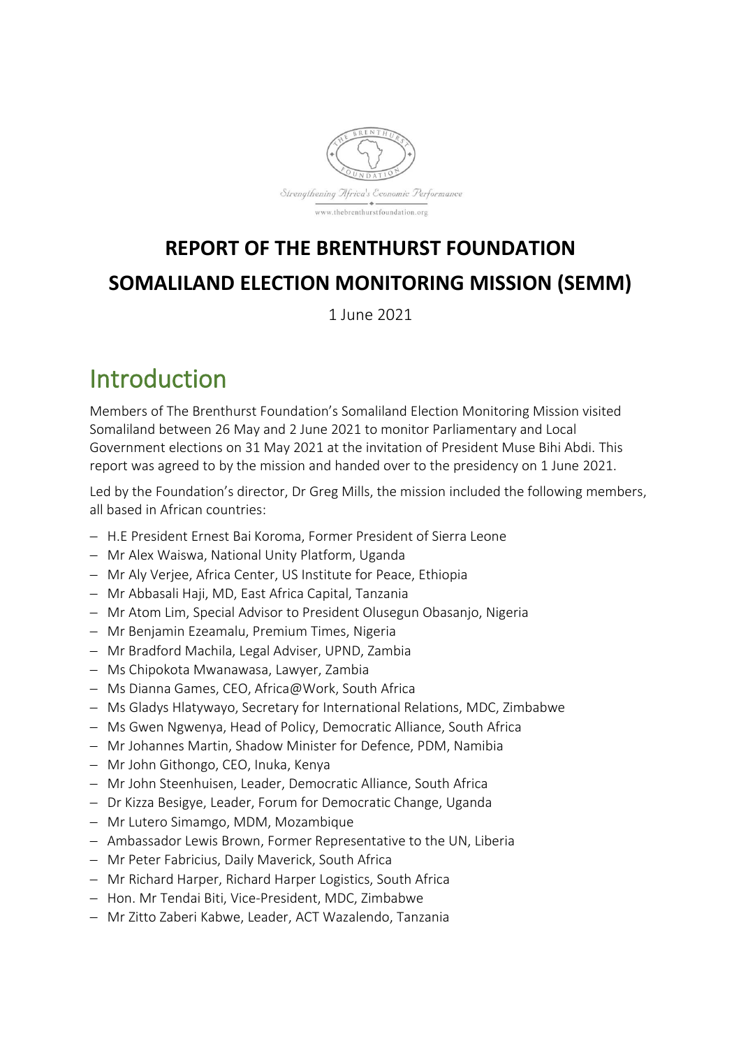# REPORT OF THE BRENTHURST FOUNDATION SOMALILAND ELECTION MONITORING MISSION (SEMM)

1 June 2021

## Introduction

Members of The Brenthurst Foundation's Somaliland Election Monitoring Mission visited Somaliland between 26 May and 2 June 2021 to monitor Parliamentary and Local Government elections on 31 May 2021 at the invitation of President Muse Bihi Abdi. This report was agreed to by the mission and handed over to the presidency on 1 June 2021.

Led by the Foundation's director, Dr Greg Mills, the mission included the following members, all based in African countries:

- H.E President Ernest Bai Koroma, Former President of Sierra Leone
- Mr Alex Waiswa, National Unity Platform, Uganda
- Mr Aly Verjee, Africa Center, US Institute for Peace, Ethiopia
- Mr Abbasali Haji, MD, East Africa Capital, Tanzania
- Mr Atom Lim, Special Advisor to President Olusegun Obasanjo, Nigeria
- Mr Benjamin Ezeamalu, Premium Times, Nigeria
- Mr Bradford Machila, Legal Adviser, UPND, Zambia
- Ms Chipokota Mwanawasa, Lawyer, Zambia
- Ms Dianna Games, CEO, Africa@Work, South Africa
- Ms Gladys Hlatywayo, Secretary for International Relations, MDC, Zimbabwe
- Ms Gwen Ngwenya, Head of Policy, Democratic Alliance, South Africa
- Mr Johannes Martin, Shadow Minister for Defence, PDM, Namibia
- Mr John Githongo, CEO, Inuka, Kenya
- Mr John Steenhuisen, Leader, Democratic Alliance, South Africa
- Dr Kizza Besigye, Leader, Forum for Democratic Change, Uganda
- Mr Lutero Simamgo, MDM, Mozambique
- Ambassador Lewis Brown, Former Representative to the UN, Liberia
- Mr Peter Fabricius, Daily Maverick, South Africa
- Mr Richard Harper, Richard Harper Logistics, South Africa
- Hon. Mr Tendai Biti, Vice-President, MDC, Zimbabwe
- Mr Zitto Zaberi Kabwe, Leader, ACT Wazalendo, Tanzania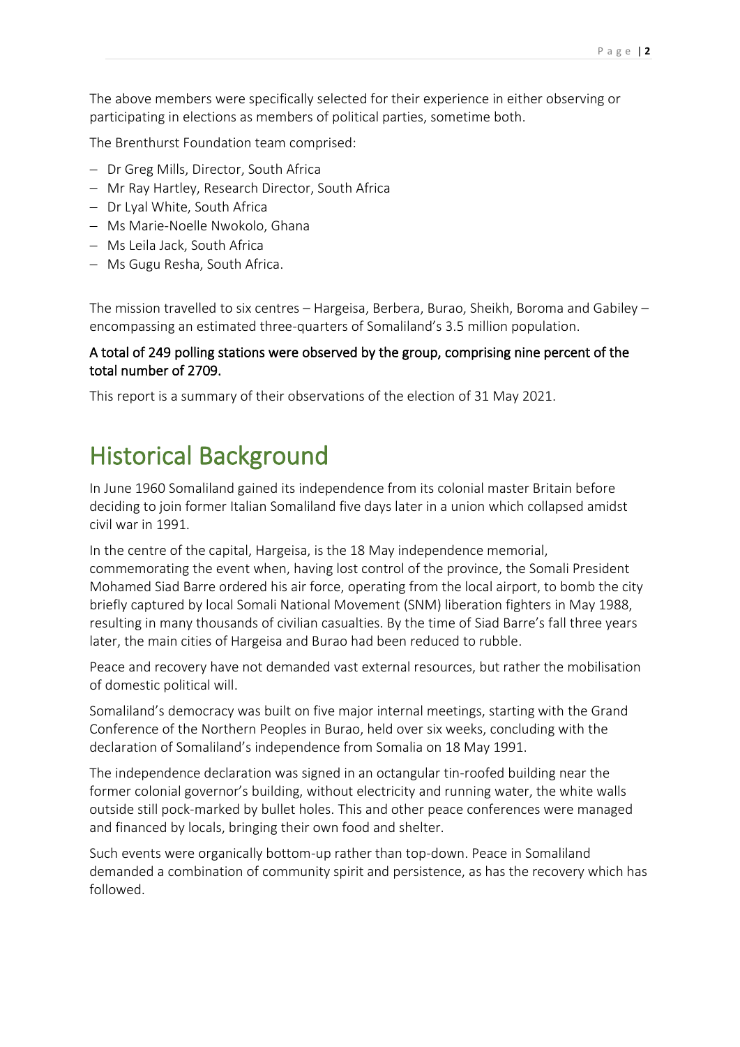The above members were specifically selected for their experience in either observing or participating in elections as members of political parties, sometime both.

The Brenthurst Foundation team comprised:

- Dr Greg Mills, Director, South Africa
- Mr Ray Hartley, Research Director, South Africa
- Dr Lyal White, South Africa
- Ms Marie-Noelle Nwokolo, Ghana
- Ms Leila Jack, South Africa
- Ms Gugu Resha, South Africa.

The mission travelled to six centres – Hargeisa, Berbera, Burao, Sheikh, Boroma and Gabiley – encompassing an estimated three-quarters of Somaliland's 3.5 million population.

A total of 249 polling stations were observed by the group, comprising nine percent of the total number of 2709.

This report is a summary of their observations of the election of 31 May 2021.

# Historical Background

In June 1960 Somaliland gained its independence from its colonial master Britain before deciding to join former Italian Somaliland five days later in a union which collapsed amidst civil war in 1991.

In the centre of the capital, Hargeisa, is the 18 May independence memorial, commemorating the event when, having lost control of the province, the Somali President Mohamed Siad Barre ordered his air force, operating from the local airport, to bomb the city briefly captured by local Somali National Movement (SNM) liberation fighters in May 1988, resulting in many thousands of civilian casualties. By the time of Siad Barre's fall three years later, the main cities of Hargeisa and Burao had been reduced to rubble.

Peace and recovery have not demanded vast external resources, but rather the mobilisation of domestic political will.

Somaliland's democracy was built on five major internal meetings, starting with the Grand Conference of the Northern Peoples in Burao, held over six weeks, concluding with the declaration of Somaliland's independence from Somalia on 18 May 1991.

The independence declaration was signed in an octangular tin-roofed building near the former colonial governor's building, without electricity and running water, the white walls outside still pock-marked by bullet holes. This and other peace conferences were managed and financed by locals, bringing their own food and shelter.

Such events were organically bottom-up rather than top-down. Peace in Somaliland demanded a combination of community spirit and persistence, as has the recovery which has followed.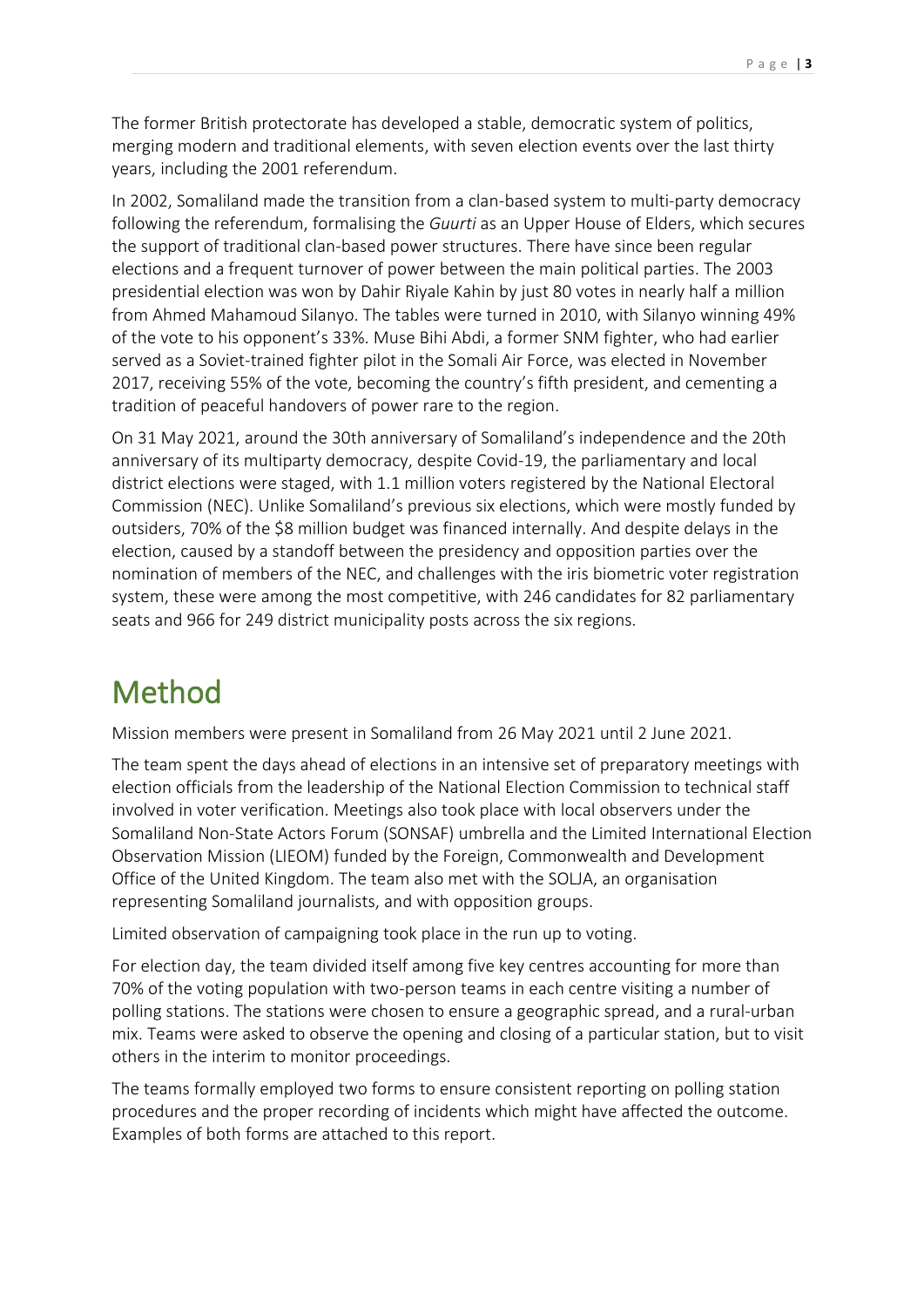The former British protectorate has developed a stable, democratic system of politics, merging modern and traditional elements, with seven election events over the last thirty years, including the 2001 referendum.

In 2002, Somaliland made the transition from a clan-based system to multi-party democracy following the referendum, formalising the *Guurti* as an Upper House of Elders, which secures the support of traditional clan-based power structures. There have since been regular elections and a frequent turnover of power between the main political parties. The 2003 presidential election was won by Dahir Riyale Kahin by just 80 votes in nearly half a million from Ahmed Mahamoud Silanyo. The tables were turned in 2010, with Silanyo winning 49% of the vote to his opponent's 33%. Muse Bihi Abdi, a former SNM fighter, who had earlier served as a Soviet-trained fighter pilot in the Somali Air Force, was elected in November 2017, receiving 55% of the vote, becoming the country's fifth president, and cementing a tradition of peaceful handovers of power rare to the region.

On 31 May 2021, around the 30th anniversary of Somaliland's independence and the 20th anniversary of its multiparty democracy, despite Covid-19, the parliamentary and local district elections were staged, with 1.1 million voters registered by the National Electoral Commission (NEC). Unlike Somaliland's previous six elections, which were mostly funded by outsiders, 70% of the $8 million budget was financed internally. And despite delays in the election, caused by a standoff between the presidency and opposition parties over the nomination of members of the NEC, and challenges with the iris biometric voter registration system, these were among the most competitive, with 246 candidates for 82 parliamentary seats and 966 for 249 district municipality posts across the six regions.

# Method

Mission members were present in Somaliland from 26 May 2021 until 2 June 2021.

The team spent the days ahead of elections in an intensive set of preparatory meetings with election officials from the leadership of the National Election Commission to technical staff involved in voter verification. Meetings also took place with local observers under the Somaliland Non-State Actors Forum (SONSAF) umbrella and the Limited International Election Observation Mission (LIEOM) funded by the Foreign, Commonwealth and Development Office of the United Kingdom. The team also met with the SOLJA, an organisation representing Somaliland journalists, and with opposition groups.

Limited observation of campaigning took place in the run up to voting.

For election day, the team divided itself among five key centres accounting for more than 70% of the voting population with two-person teams in each centre visiting a number of polling stations. The stations were chosen to ensure a geographic spread, and a rural-urban mix. Teams were asked to observe the opening and closing of a particular station, but to visit others in the interim to monitor proceedings.

The teams formally employed two forms to ensure consistent reporting on polling station procedures and the proper recording of incidents which might have affected the outcome. Examples of both forms are attached to this report.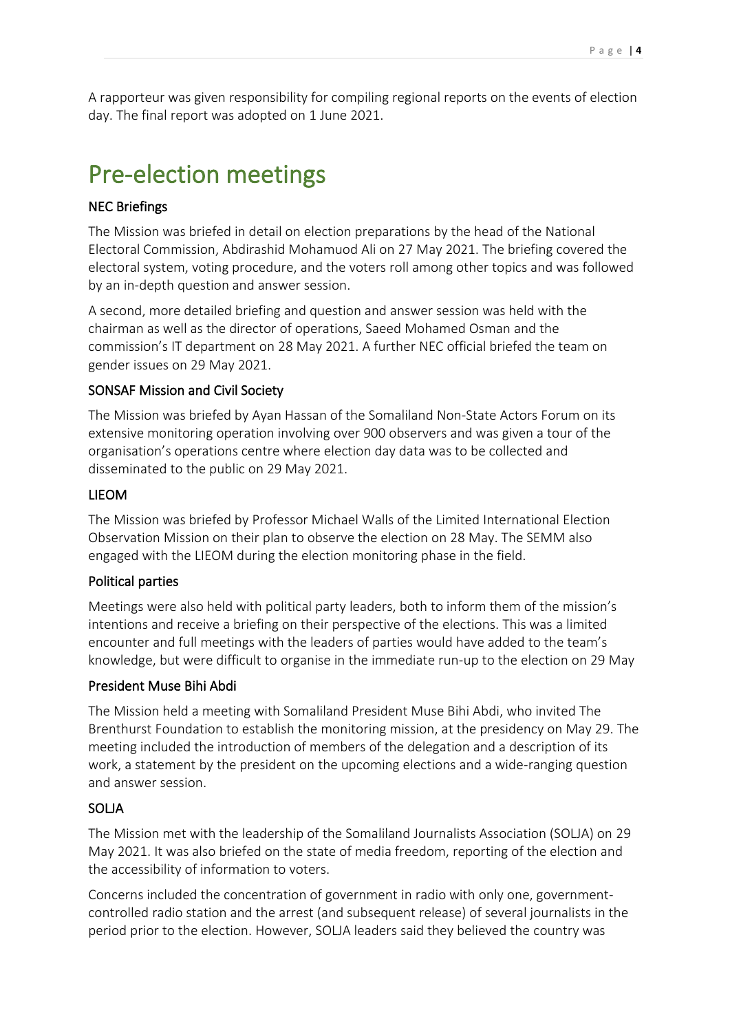A rapporteur was given responsibility for compiling regional reports on the events of election day. The final report was adopted on 1 June 2021.

# Pre-election meetings

### NEC Briefings

The Mission was briefed in detail on election preparations by the head of the National Electoral Commission, Abdirashid Mohamuod Ali on 27 May 2021. The briefing covered the electoral system, voting procedure, and the voters roll among other topics and was followed by an in-depth question and answer session.

A second, more detailed briefing and question and answer session was held with the chairman as well as the director of operations, Saeed Mohamed Osman and the commission's IT department on 28 May 2021. A further NEC official briefed the team on gender issues on 29 May 2021.

### SONSAF Mission and Civil Society

The Mission was briefed by Ayan Hassan of the Somaliland Non-State Actors Forum on its extensive monitoring operation involving over 900 observers and was given a tour of the organisation's operations centre where election day data was to be collected and disseminated to the public on 29 May 2021.

### LIEOM

The Mission was briefed by Professor Michael Walls of the Limited International Election Observation Mission on their plan to observe the election on 28 May. The SEMM also engaged with the LIEOM during the election monitoring phase in the field.

### Political parties

Meetings were also held with political party leaders, both to inform them of the mission's intentions and receive a briefing on their perspective of the elections. This was a limited encounter and full meetings with the leaders of parties would have added to the team's knowledge, but were difficult to organise in the immediate run-up to the election on 29 May

### President Muse Bihi Abdi

The Mission held a meeting with Somaliland President Muse Bihi Abdi, who invited The Brenthurst Foundation to establish the monitoring mission, at the presidency on May 29. The meeting included the introduction of members of the delegation and a description of its work, a statement by the president on the upcoming elections and a wide-ranging question and answer session.

### SOLJA

The Mission met with the leadership of the Somaliland Journalists Association (SOLJA) on 29 May 2021. It was also briefed on the state of media freedom, reporting of the election and the accessibility of information to voters.

Concerns included the concentration of government in radio with only one, government-controlled radio station and the arrest (and subsequent release) of several journalists in the period prior to the election. However, SOLJA leaders said they believed the country was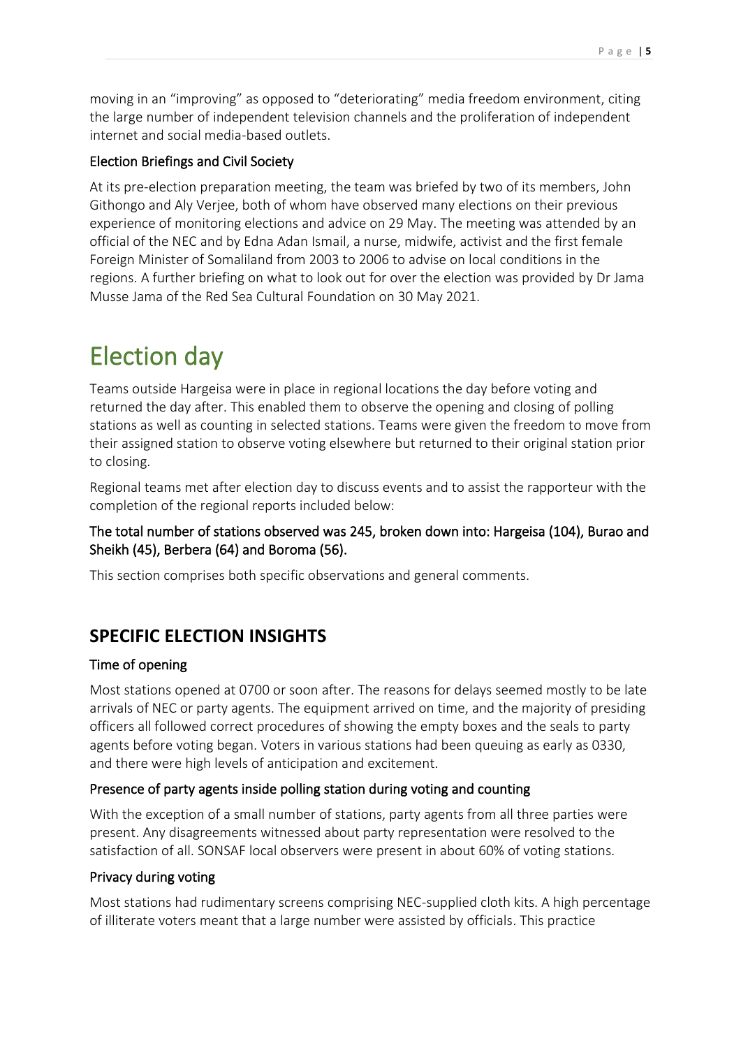moving in an "improving" as opposed to "deteriorating" media freedom environment, citing the large number of independent television channels and the proliferation of independent internet and social media-based outlets.

### Election Briefings and Civil Society

At its pre-election preparation meeting, the team was briefed by two of its members, John Githongo and Aly Verjee, both of whom have observed many elections on their previous experience of monitoring elections and advice on 29 May. The meeting was attended by an official of the NEC and by Edna Adan Ismail, a nurse, midwife, activist and the first female Foreign Minister of Somaliland from 2003 to 2006 to advise on local conditions in the regions. A further briefing on what to look out for over the election was provided by Dr Jama Musse Jama of the Red Sea Cultural Foundation on 30 May 2021.

# Election day

Teams outside Hargeisa were in place in regional locations the day before voting and returned the day after. This enabled them to observe the opening and closing of polling stations as well as counting in selected stations. Teams were given the freedom to move from their assigned station to observe voting elsewhere but returned to their original station prior to closing.

Regional teams met after election day to discuss events and to assist the rapporteur with the completion of the regional reports included below:

### The total number of stations observed was 245, broken down into: Hargeisa (104), Burao and Sheikh (45), Berbera (64) and Boroma (56).

This section comprises both specific observations and general comments.

## SPECIFIC ELECTION INSIGHTS

### Time of opening

Most stations opened at 0700 or soon after. The reasons for delays seemed mostly to be late arrivals of NEC or party agents. The equipment arrived on time, and the majority of presiding officers all followed correct procedures of showing the empty boxes and the seals to party agents before voting began. Voters in various stations had been queuing as early as 0330, and there were high levels of anticipation and excitement.

### Presence of party agents inside polling station during voting and counting

With the exception of a small number of stations, party agents from all three parties were present. Any disagreements witnessed about party representation were resolved to the satisfaction of all. SONSAF local observers were present in about 60% of voting stations.

### Privacy during voting

Most stations had rudimentary screens comprising NEC-supplied cloth kits. A high percentage of illiterate voters meant that a large number were assisted by officials. This practice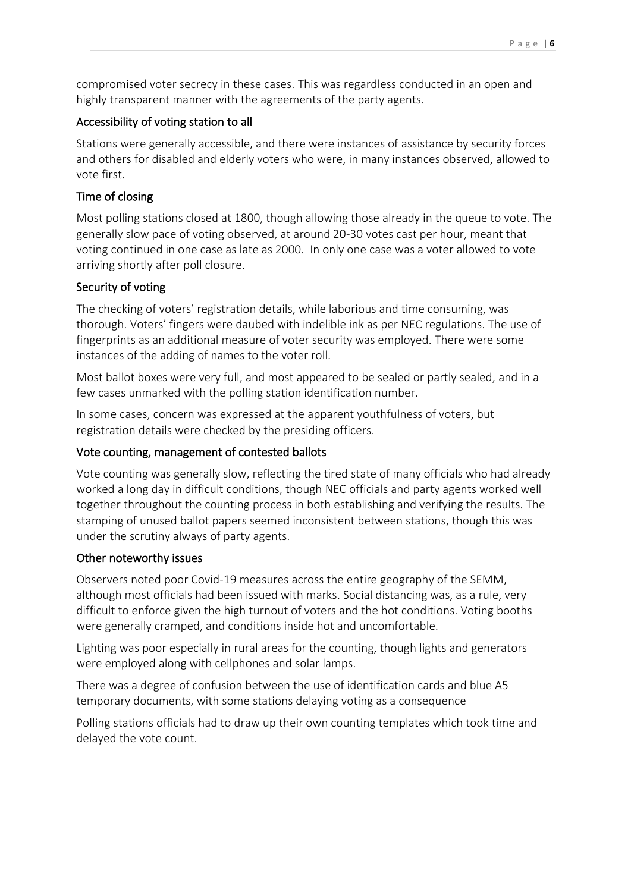compromised voter secrecy in these cases. This was regardless conducted in an open and highly transparent manner with the agreements of the party agents.

### Accessibility of voting station to all

Stations were generally accessible, and there were instances of assistance by security forces and others for disabled and elderly voters who were, in many instances observed, allowed to vote first.

### Time of closing

Most polling stations closed at 1800, though allowing those already in the queue to vote. The generally slow pace of voting observed, at around 20-30 votes cast per hour, meant that voting continued in one case as late as 2000. In only one case was a voter allowed to vote arriving shortly after poll closure.

### Security of voting

The checking of voters' registration details, while laborious and time consuming, was thorough. Voters' fingers were daubed with indelible ink as per NEC regulations. The use of fingerprints as an additional measure of voter security was employed. There were some instances of the adding of names to the voter roll.

Most ballot boxes were very full, and most appeared to be sealed or partly sealed, and in a few cases unmarked with the polling station identification number.

In some cases, concern was expressed at the apparent youthfulness of voters, but registration details were checked by the presiding officers.

### Vote counting, management of contested ballots

Vote counting was generally slow, reflecting the tired state of many officials who had already worked a long day in difficult conditions, though NEC officials and party agents worked well together throughout the counting process in both establishing and verifying the results. The stamping of unused ballot papers seemed inconsistent between stations, though this was under the scrutiny always of party agents.

### Other noteworthy issues

Observers noted poor Covid-19 measures across the entire geography of the SEMM, although most officials had been issued with marks. Social distancing was, as a rule, very difficult to enforce given the high turnout of voters and the hot conditions. Voting booths were generally cramped, and conditions inside hot and uncomfortable.

Lighting was poor especially in rural areas for the counting, though lights and generators were employed along with cellphones and solar lamps.

There was a degree of confusion between the use of identification cards and blue A5 temporary documents, with some stations delaying voting as a consequence

Polling stations officials had to draw up their own counting templates which took time and delayed the vote count.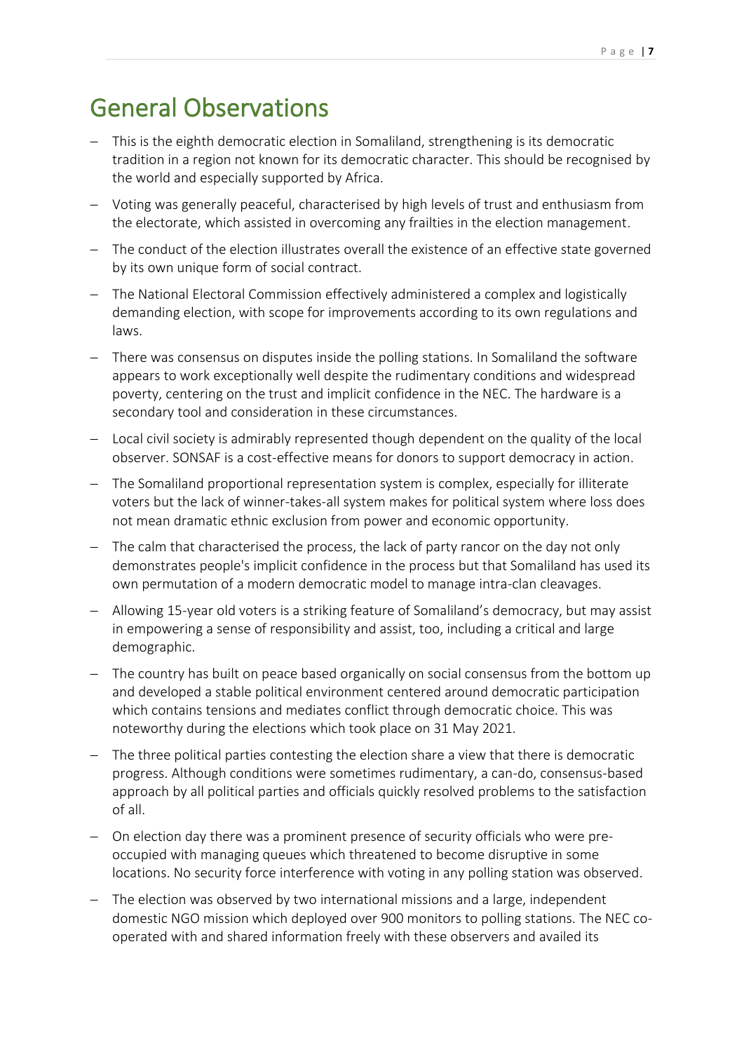# General Observations

- This is the eighth democratic election in Somaliland, strengthening is its democratic tradition in a region not known for its democratic character. This should be recognised by the world and especially supported by Africa.
- Voting was generally peaceful, characterised by high levels of trust and enthusiasm from the electorate, which assisted in overcoming any frailties in the election management.
- The conduct of the election illustrates overall the existence of an effective state governed by its own unique form of social contract.
- The National Electoral Commission effectively administered a complex and logistically demanding election, with scope for improvements according to its own regulations and laws.
- There was consensus on disputes inside the polling stations. In Somaliland the software appears to work exceptionally well despite the rudimentary conditions and widespread poverty, centering on the trust and implicit confidence in the NEC. The hardware is a secondary tool and consideration in these circumstances.
- Local civil society is admirably represented though dependent on the quality of the local observer. SONSAF is a cost-effective means for donors to support democracy in action.
- The Somaliland proportional representation system is complex, especially for illiterate voters but the lack of winner-takes-all system makes for political system where loss does not mean dramatic ethnic exclusion from power and economic opportunity.
- The calm that characterised the process, the lack of party rancor on the day not only demonstrates people's implicit confidence in the process but that Somaliland has used its own permutation of a modern democratic model to manage intra-clan cleavages.
- Allowing 15-year old voters is a striking feature of Somaliland's democracy, but may assist in empowering a sense of responsibility and assist, too, including a critical and large demographic.
- The country has built on peace based organically on social consensus from the bottom up and developed a stable political environment centered around democratic participation which contains tensions and mediates conflict through democratic choice. This was noteworthy during the elections which took place on 31 May 2021.
- The three political parties contesting the election share a view that there is democratic progress. Although conditions were sometimes rudimentary, a can-do, consensus-based approach by all political parties and officials quickly resolved problems to the satisfaction of all.
- On election day there was a prominent presence of security officials who were pre-occupied with managing queues which threatened to become disruptive in some locations. No security force interference with voting in any polling station was observed.
- The election was observed by two international missions and a large, independent domestic NGO mission which deployed over 900 monitors to polling stations. The NEC co-operated with and shared information freely with these observers and availed its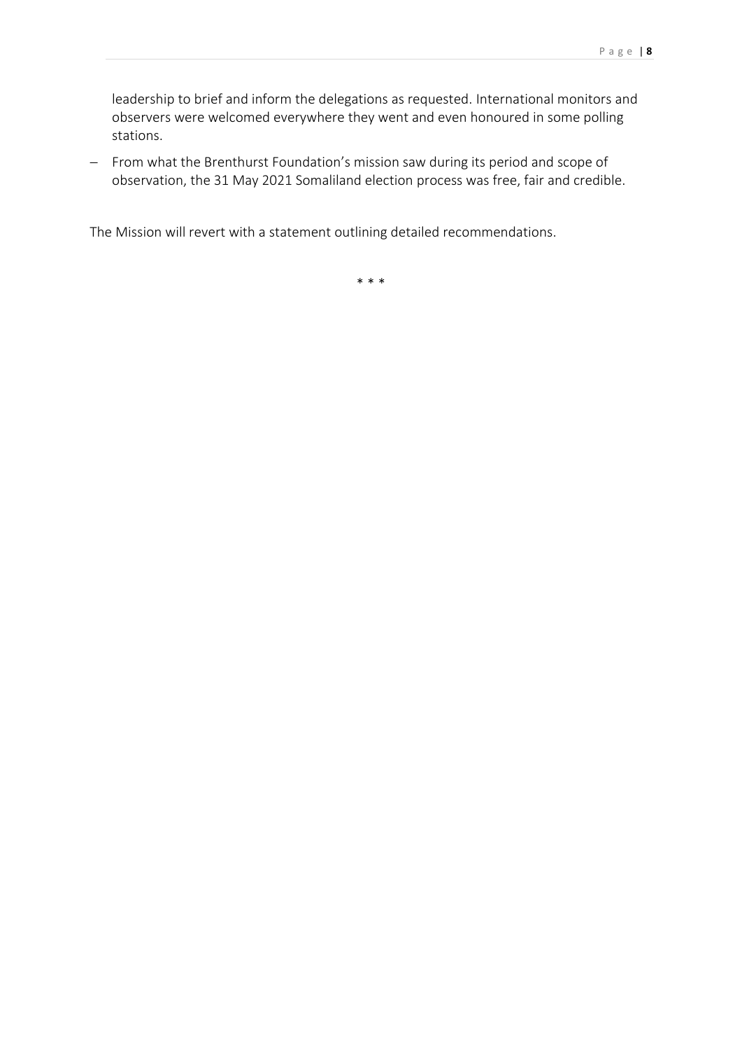leadership to brief and inform the delegations as requested. International monitors and observers were welcomed everywhere they went and even honoured in some polling stations.

- From what the Brenthurst Foundation's mission saw during its period and scope of observation, the 31 May 2021 Somaliland election process was free, fair and credible.

The Mission will revert with a statement outlining detailed recommendations.

\* \* \*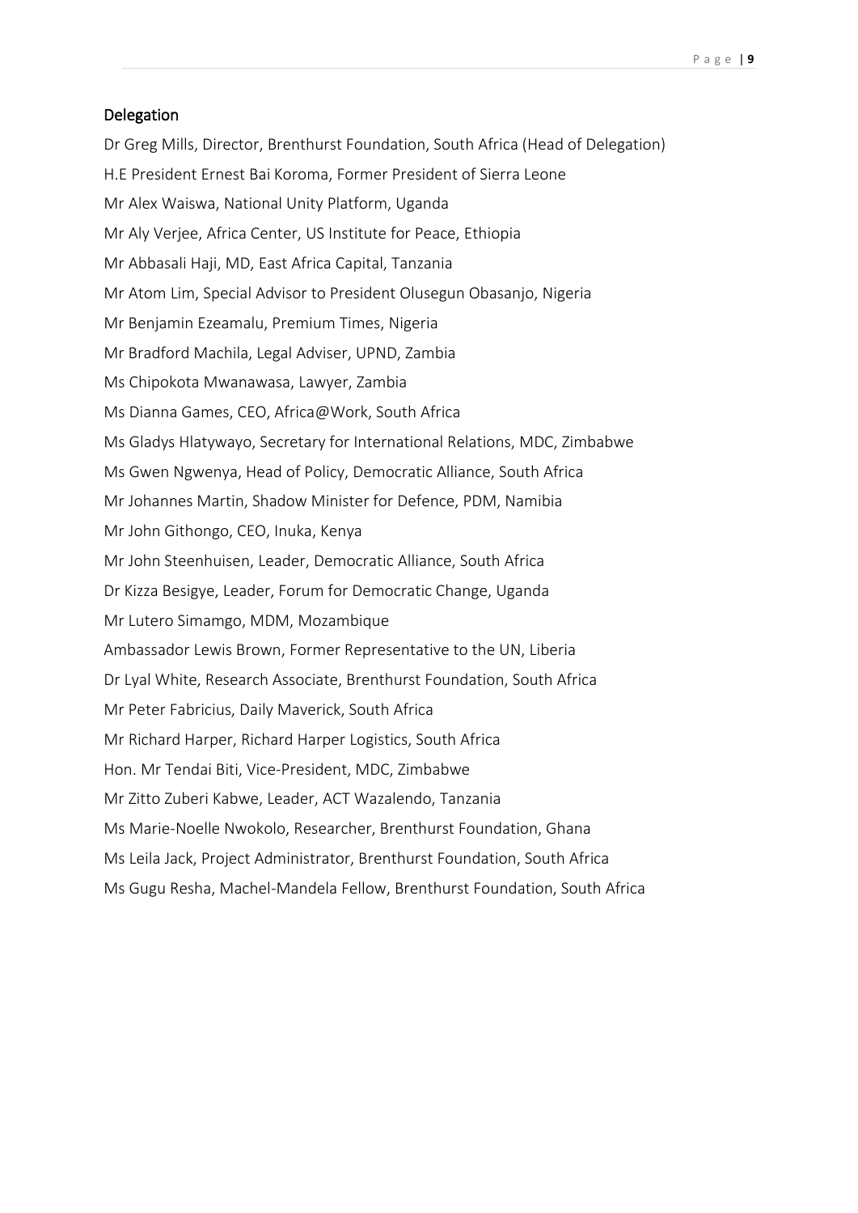## Delegation

Dr Greg Mills, Director, Brenthurst Foundation, South Africa (Head of Delegation)

H.E President Ernest Bai Koroma, Former President of Sierra Leone

Mr Alex Waiswa, National Unity Platform, Uganda

Mr Aly Verjee, Africa Center, US Institute for Peace, Ethiopia

Mr Abbasali Haji, MD, East Africa Capital, Tanzania

Mr Atom Lim, Special Advisor to President Olusegun Obasanjo, Nigeria

Mr Benjamin Ezeamalu, Premium Times, Nigeria

Mr Bradford Machila, Legal Adviser, UPND, Zambia

Ms Chipokota Mwanawasa, Lawyer, Zambia

Ms Dianna Games, CEO, Africa@Work, South Africa

Ms Gladys Hlatywayo, Secretary for International Relations, MDC, Zimbabwe

Ms Gwen Ngwenya, Head of Policy, Democratic Alliance, South Africa

Mr Johannes Martin, Shadow Minister for Defence, PDM, Namibia

Mr John Githongo, CEO, Inuka, Kenya

Mr John Steenhuisen, Leader, Democratic Alliance, South Africa

Dr Kizza Besigye, Leader, Forum for Democratic Change, Uganda

Mr Lutero Simamgo, MDM, Mozambique

Ambassador Lewis Brown, Former Representative to the UN, Liberia

Dr Lyal White, Research Associate, Brenthurst Foundation, South Africa

Mr Peter Fabricius, Daily Maverick, South Africa

Mr Richard Harper, Richard Harper Logistics, South Africa

Hon. Mr Tendai Biti, Vice-President, MDC, Zimbabwe

Mr Zitto Zuberi Kabwe, Leader, ACT Wazalendo, Tanzania

Ms Marie-Noelle Nwokolo, Researcher, Brenthurst Foundation, Ghana

Ms Leila Jack, Project Administrator, Brenthurst Foundation, South Africa

Ms Gugu Resha, Machel-Mandela Fellow, Brenthurst Foundation, South Africa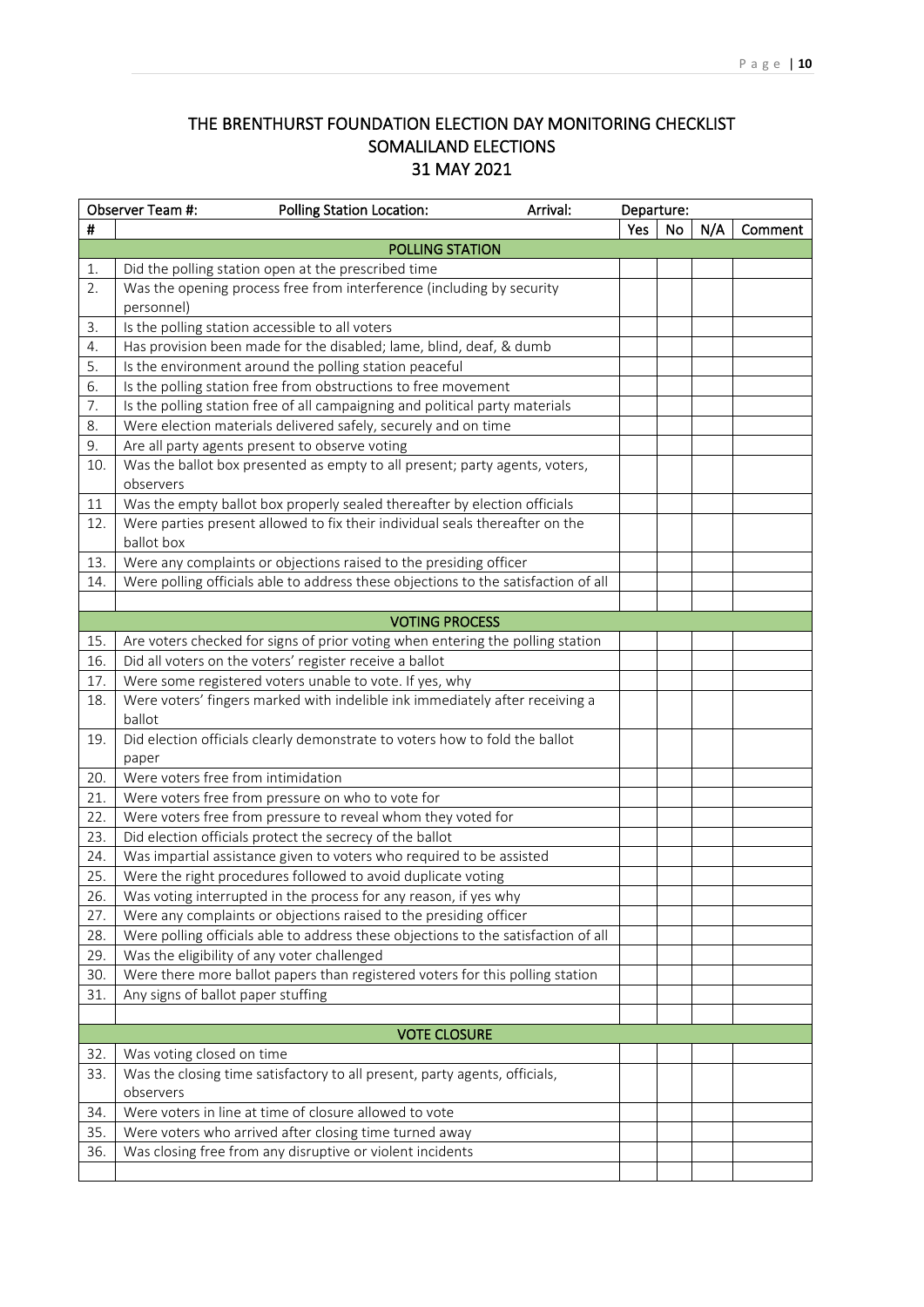## THE BRENTHURST FOUNDATION ELECTION DAY MONITORING CHECKLIST
## SOMALILAND ELECTIONS
## 31 MAY 2021

| Observer Team #: | Polling Station Location: Arrival: | Departure: | | | |
|---|---|---|---|---|---|
| # | | Yes | No | N/A | Comment |
| | **POLLING STATION** | | | | |
| 1. | Did the polling station open at the prescribed time | | | | |
| 2. | Was the opening process free from interference (including by security personnel) | | | | |
| 3. | Is the polling station accessible to all voters | | | | |
| 4. | Has provision been made for the disabled; lame, blind, deaf, & dumb | | | | |
| 5. | Is the environment around the polling station peaceful | | | | |
| 6. | Is the polling station free from obstructions to free movement | | | | |
| 7. | Is the polling station free of all campaigning and political party materials | | | | |
| 8. | Were election materials delivered safely, securely and on time | | | | |
| 9. | Are all party agents present to observe voting | | | | |
| 10. | Was the ballot box presented as empty to all present; party agents, voters, observers | | | | |
| 11 | Was the empty ballot box properly sealed thereafter by election officials | | | | |
| 12. | Were parties present allowed to fix their individual seals thereafter on the ballot box | | | | |
| 13. | Were any complaints or objections raised to the presiding officer | | | | |
| 14. | Were polling officials able to address these objections to the satisfaction of all | | | | |
| | | | | | |
| | **VOTING PROCESS** | | | | |
| 15. | Are voters checked for signs of prior voting when entering the polling station | | | | |
| 16. | Did all voters on the voters' register receive a ballot | | | | |
| 17. | Were some registered voters unable to vote. If yes, why | | | | |
| 18. | Were voters' fingers marked with indelible ink immediately after receiving a ballot | | | | |
| 19. | Did election officials clearly demonstrate to voters how to fold the ballot paper | | | | |
| 20. | Were voters free from intimidation | | | | |
| 21. | Were voters free from pressure on who to vote for | | | | |
| 22. | Were voters free from pressure to reveal whom they voted for | | | | |
| 23. | Did election officials protect the secrecy of the ballot | | | | |
| 24. | Was impartial assistance given to voters who required to be assisted | | | | |
| 25. | Were the right procedures followed to avoid duplicate voting | | | | |
| 26. | Was voting interrupted in the process for any reason, if yes why | | | | |
| 27. | Were any complaints or objections raised to the presiding officer | | | | |
| 28. | Were polling officials able to address these objections to the satisfaction of all | | | | |
| 29. | Was the eligibility of any voter challenged | | | | |
| 30. | Were there more ballot papers than registered voters for this polling station | | | | |
| 31. | Any signs of ballot paper stuffing | | | | |
| | | | | | |
| | **VOTE CLOSURE** | | | | |
| 32. | Was voting closed on time | | | | |
| 33. | Was the closing time satisfactory to all present, party agents, officials, observers | | | | |
| 34. | Were voters in line at time of closure allowed to vote | | | | |
| 35. | Were voters who arrived after closing time turned away | | | | |
| 36. | Was closing free from any disruptive or violent incidents | | | | |
| | | | | | |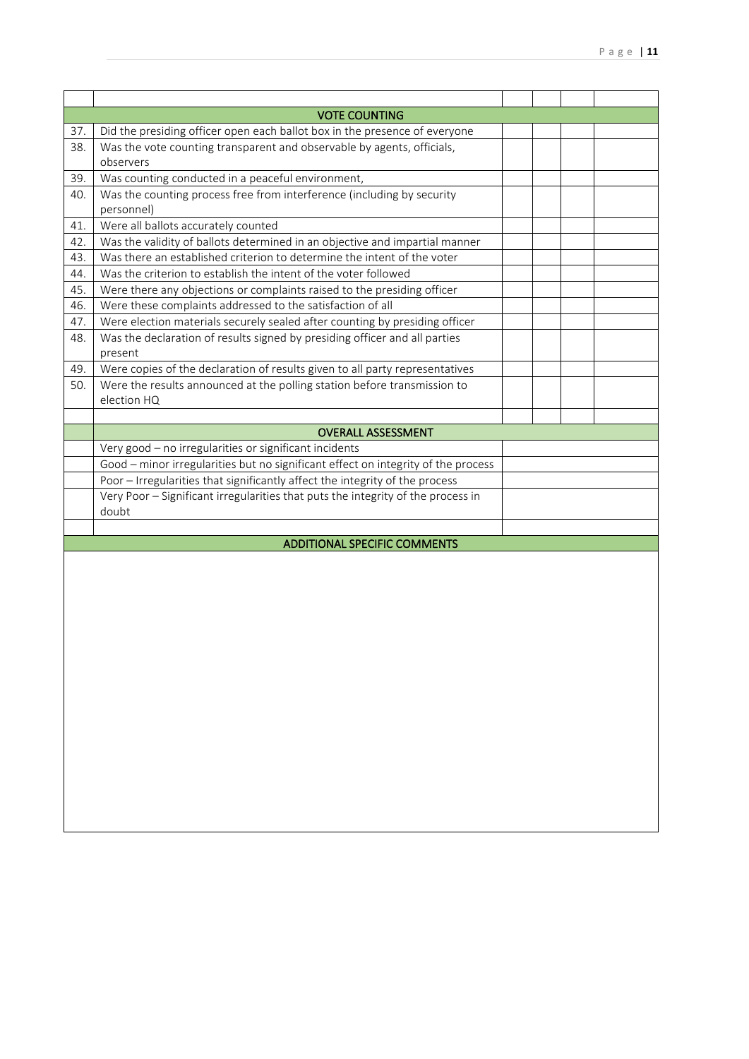| | | | | | |
|---|---|---|---|---|---|
| | **VOTE COUNTING** | | | | |
| 37. | Did the presiding officer open each ballot box in the presence of everyone | | | | |
| 38. | Was the vote counting transparent and observable by agents, officials, observers | | | | |
| 39. | Was counting conducted in a peaceful environment, | | | | |
| 40. | Was the counting process free from interference (including by security personnel) | | | | |
| 41. | Were all ballots accurately counted | | | | |
| 42. | Was the validity of ballots determined in an objective and impartial manner | | | | |
| 43. | Was there an established criterion to determine the intent of the voter | | | | |
| 44. | Was the criterion to establish the intent of the voter followed | | | | |
| 45. | Were there any objections or complaints raised to the presiding officer | | | | |
| 46. | Were these complaints addressed to the satisfaction of all | | | | |
| 47. | Were election materials securely sealed after counting by presiding officer | | | | |
| 48. | Was the declaration of results signed by presiding officer and all parties present | | | | |
| 49. | Were copies of the declaration of results given to all party representatives | | | | |
| 50. | Were the results announced at the polling station before transmission to election HQ | | | | |
| | | | | | |

| | | |
|---|---|---|
| | **OVERALL ASSESSMENT** | |
| | Very good – no irregularities or significant incidents | |
| | Good – minor irregularities but no significant effect on integrity of the process | |
| | Poor – Irregularities that significantly affect the integrity of the process | |
| | Very Poor – Significant irregularities that puts the integrity of the process in doubt | |
| | | |

| |
|---|
| **ADDITIONAL SPECIFIC COMMENTS** |
| |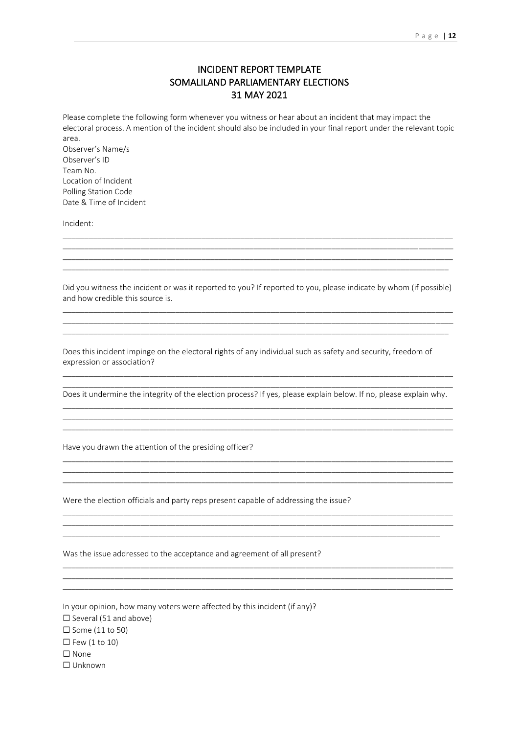# INCIDENT REPORT TEMPLATE
# SOMALILAND PARLIAMENTARY ELECTIONS
# 31 MAY 2021

Please complete the following form whenever you witness or hear about an incident that may impact the electoral process. A mention of the incident should also be included in your final report under the relevant topic area.

Observer's Name/s
Observer's ID
Team No.
Location of Incident
Polling Station Code
Date & Time of Incident

Incident:

___________________________________________________________________________________________
___________________________________________________________________________________________
___________________________________________________________________________________________
___________________________________________________________________________________________

Did you witness the incident or was it reported to you? If reported to you, please indicate by whom (if possible) and how credible this source is.

___________________________________________________________________________________________
___________________________________________________________________________________________
___________________________________________________________________________________________

Does this incident impinge on the electoral rights of any individual such as safety and security, freedom of expression or association?

___________________________________________________________________________________________
___________________________________________________________________________________________

Does it undermine the integrity of the election process? If yes, please explain below. If no, please explain why.

___________________________________________________________________________________________
___________________________________________________________________________________________
___________________________________________________________________________________________

Have you drawn the attention of the presiding officer?

___________________________________________________________________________________________
___________________________________________________________________________________________
___________________________________________________________________________________________

Were the election officials and party reps present capable of addressing the issue?

___________________________________________________________________________________________
___________________________________________________________________________________________
___________________________________________________________________________________________

Was the issue addressed to the acceptance and agreement of all present?

___________________________________________________________________________________________
___________________________________________________________________________________________
___________________________________________________________________________________________

In your opinion, how many voters were affected by this incident (if any)?

☐ Several (51 and above)
☐ Some (11 to 50)
☐ Few (1 to 10)
☐ None
☐ Unknown